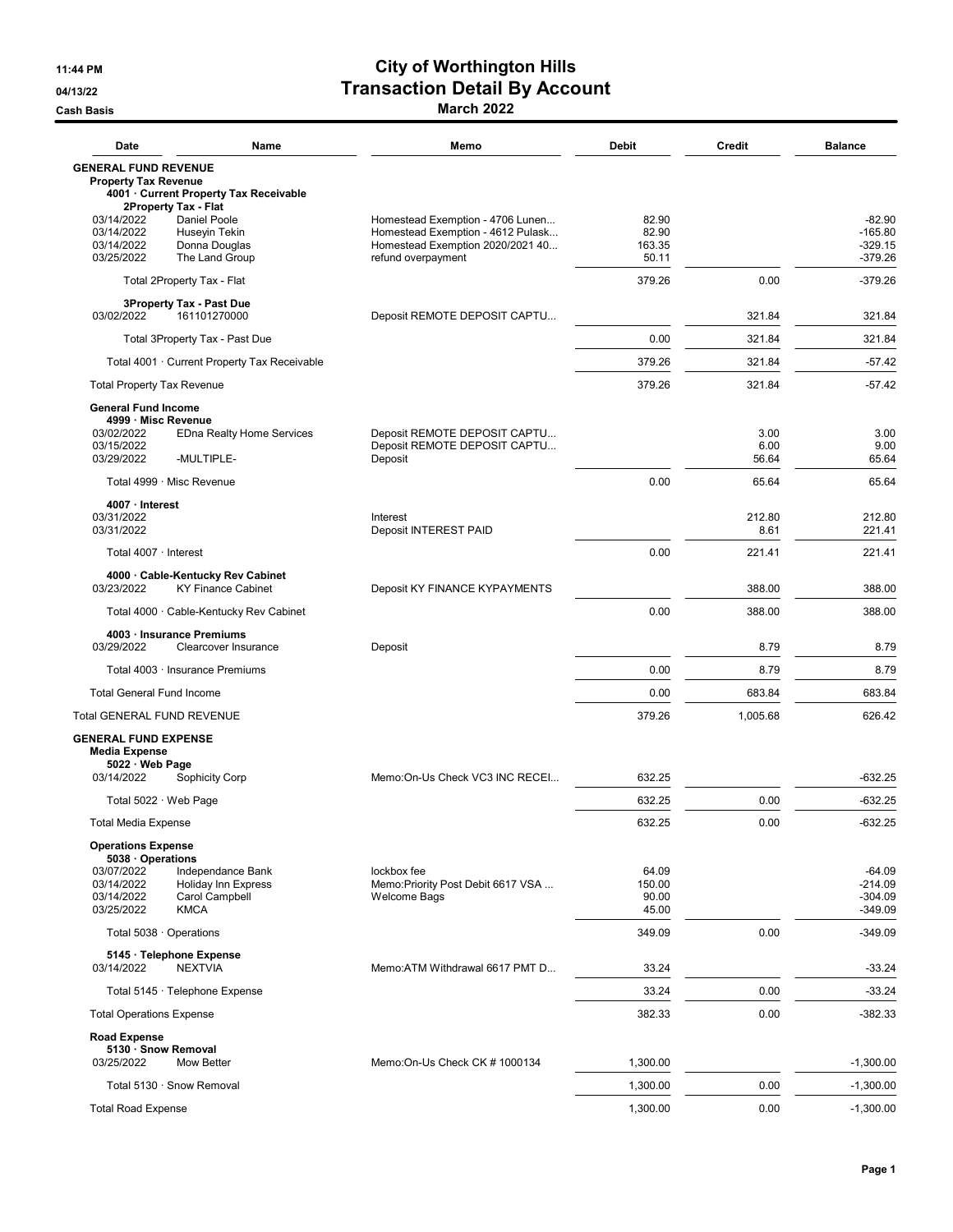# City of Worthington Hills

## Transaction Detail By Account

### March 2022

11:44 PM
04/13/22
Cash Basis

| Date | Name | Memo | Debit | Credit | Balance |
|---|---|---|---|---|---|
| **GENERAL FUND REVENUE** | | | | | |
| **Property Tax Revenue** | | | | | |
| **4001 · Current Property Tax Receivable** | | | | | |
| **2Property Tax - Flat** | | | | | |
| 03/14/2022 | Daniel Poole | Homestead Exemption - 4706 Lunen... | 82.90 | | -82.90 |
| 03/14/2022 | Huseyin Tekin | Homestead Exemption - 4612 Pulask... | 82.90 | | -165.80 |
| 03/14/2022 | Donna Douglas | Homestead Exemption 2020/2021 40... | 163.35 | | -329.15 |
| 03/25/2022 | The Land Group | refund overpayment | 50.11 | | -379.26 |
| Total 2Property Tax - Flat | | | 379.26 | 0.00 | -379.26 |
| **3Property Tax - Past Due** | | | | | |
| 03/02/2022 | 161101270000 | Deposit REMOTE DEPOSIT CAPTU... | | 321.84 | 321.84 |
| Total 3Property Tax - Past Due | | | 0.00 | 321.84 | 321.84 |
| Total 4001 · Current Property Tax Receivable | | | 379.26 | 321.84 | -57.42 |
| Total Property Tax Revenue | | | 379.26 | 321.84 | -57.42 |
| **General Fund Income** | | | | | |
| **4999 · Misc Revenue** | | | | | |
| 03/02/2022 | EDna Realty Home Services | Deposit REMOTE DEPOSIT CAPTU... | | 3.00 | 3.00 |
| 03/15/2022 | | Deposit REMOTE DEPOSIT CAPTU... | | 6.00 | 9.00 |
| 03/29/2022 | -MULTIPLE- | Deposit | | 56.64 | 65.64 |
| Total 4999 · Misc Revenue | | | 0.00 | 65.64 | 65.64 |
| **4007 · Interest** | | | | | |
| 03/31/2022 | | Interest | | 212.80 | 212.80 |
| 03/31/2022 | | Deposit INTEREST PAID | | 8.61 | 221.41 |
| Total 4007 · Interest | | | 0.00 | 221.41 | 221.41 |
| **4000 · Cable-Kentucky Rev Cabinet** | | | | | |
| 03/23/2022 | KY Finance Cabinet | Deposit KY FINANCE KYPAYMENTS | | 388.00 | 388.00 |
| Total 4000 · Cable-Kentucky Rev Cabinet | | | 0.00 | 388.00 | 388.00 |
| **4003 · Insurance Premiums** | | | | | |
| 03/29/2022 | Clearcover Insurance | Deposit | | 8.79 | 8.79 |
| Total 4003 · Insurance Premiums | | | 0.00 | 8.79 | 8.79 |
| Total General Fund Income | | | 0.00 | 683.84 | 683.84 |
| Total GENERAL FUND REVENUE | | | 379.26 | 1,005.68 | 626.42 |
| **GENERAL FUND EXPENSE** | | | | | |
| **Media Expense** | | | | | |
| **5022 · Web Page** | | | | | |
| 03/14/2022 | Sophicity Corp | Memo:On-Us Check VC3 INC RECEI... | 632.25 | | -632.25 |
| Total 5022 · Web Page | | | 632.25 | 0.00 | -632.25 |
| Total Media Expense | | | 632.25 | 0.00 | -632.25 |
| **Operations Expense** | | | | | |
| **5038 · Operations** | | | | | |
| 03/07/2022 | Independance Bank | lockbox fee | 64.09 | | -64.09 |
| 03/14/2022 | Holiday Inn Express | Memo:Priority Post Debit 6617 VSA ... | 150.00 | | -214.09 |
| 03/14/2022 | Carol Campbell | Welcome Bags | 90.00 | | -304.09 |
| 03/25/2022 | KMCA | | 45.00 | | -349.09 |
| Total 5038 · Operations | | | 349.09 | 0.00 | -349.09 |
| **5145 · Telephone Expense** | | | | | |
| 03/14/2022 | NEXTVIA | Memo:ATM Withdrawal 6617 PMT D... | 33.24 | | -33.24 |
| Total 5145 · Telephone Expense | | | 33.24 | 0.00 | -33.24 |
| Total Operations Expense | | | 382.33 | 0.00 | -382.33 |
| **Road Expense** | | | | | |
| **5130 · Snow Removal** | | | | | |
| 03/25/2022 | Mow Better | Memo:On-Us Check CK # 1000134 | 1,300.00 | | -1,300.00 |
| Total 5130 · Snow Removal | | | 1,300.00 | 0.00 | -1,300.00 |
| Total Road Expense | | | 1,300.00 | 0.00 | -1,300.00 |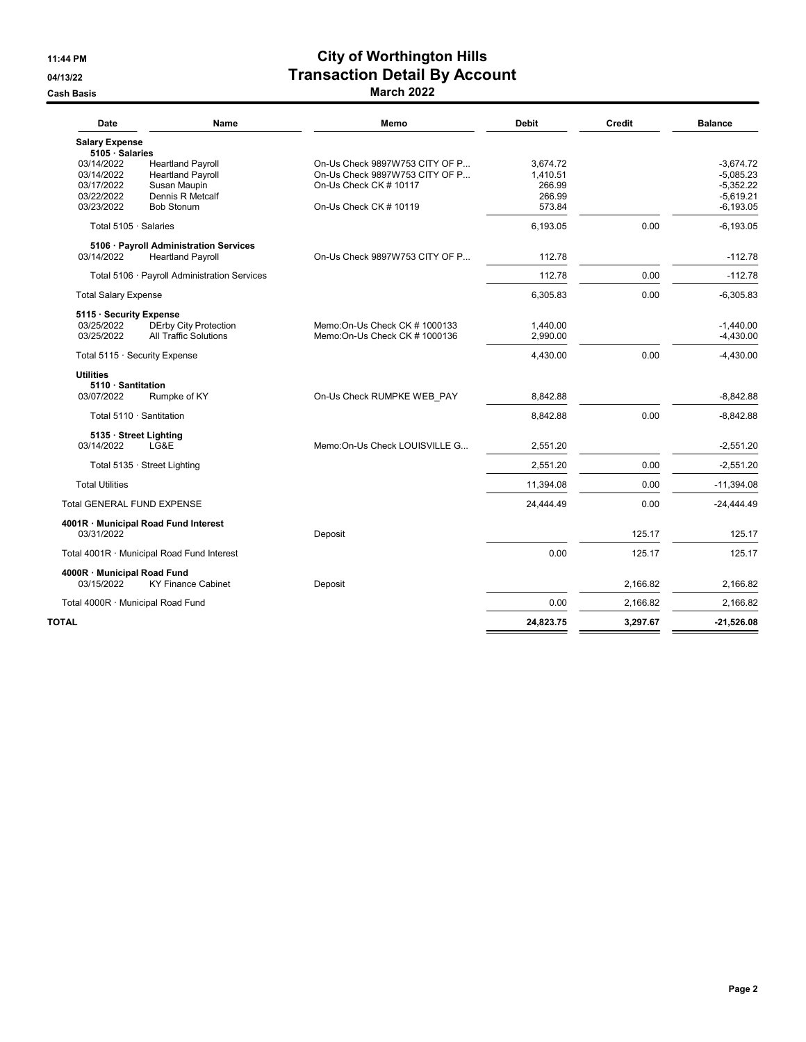# City of Worthington Hills

## Transaction Detail By Account

### March 2022

11:44 PM
04/13/22
Cash Basis

| Date | Name | Memo | Debit | Credit | Balance |
|---|---|---|---|---|---|
| **Salary Expense** | | | | | |
| **5105 · Salaries** | | | | | |
| 03/14/2022 | Heartland Payroll | On-Us Check 9897W753 CITY OF P... | 3,674.72 | | -3,674.72 |
| 03/14/2022 | Heartland Payroll | On-Us Check 9897W753 CITY OF P... | 1,410.51 | | -5,085.23 |
| 03/17/2022 | Susan Maupin | On-Us Check CK # 10117 | 266.99 | | -5,352.22 |
| 03/22/2022 | Dennis R Metcalf | | 266.99 | | -5,619.21 |
| 03/23/2022 | Bob Stonum | On-Us Check CK # 10119 | 573.84 | | -6,193.05 |
| Total 5105 · Salaries | | | 6,193.05 | 0.00 | -6,193.05 |
| **5106 · Payroll Administration Services** | | | | | |
| 03/14/2022 | Heartland Payroll | On-Us Check 9897W753 CITY OF P... | 112.78 | | -112.78 |
| Total 5106 · Payroll Administration Services | | | 112.78 | 0.00 | -112.78 |
| Total Salary Expense | | | 6,305.83 | 0.00 | -6,305.83 |
| **5115 · Security Expense** | | | | | |
| 03/25/2022 | DErby City Protection | Memo:On-Us Check CK # 1000133 | 1,440.00 | | -1,440.00 |
| 03/25/2022 | All Traffic Solutions | Memo:On-Us Check CK # 1000136 | 2,990.00 | | -4,430.00 |
| Total 5115 · Security Expense | | | 4,430.00 | 0.00 | -4,430.00 |
| **Utilities** | | | | | |
| **5110 · Santitation** | | | | | |
| 03/07/2022 | Rumpke of KY | On-Us Check RUMPKE WEB_PAY | 8,842.88 | | -8,842.88 |
| Total 5110 · Santitation | | | 8,842.88 | 0.00 | -8,842.88 |
| **5135 · Street Lighting** | | | | | |
| 03/14/2022 | LG&E | Memo:On-Us Check LOUISVILLE G... | 2,551.20 | | -2,551.20 |
| Total 5135 · Street Lighting | | | 2,551.20 | 0.00 | -2,551.20 |
| Total Utilities | | | 11,394.08 | 0.00 | -11,394.08 |
| Total GENERAL FUND EXPENSE | | | 24,444.49 | 0.00 | -24,444.49 |
| **4001R · Municipal Road Fund Interest** | | | | | |
| 03/31/2022 | | Deposit | | 125.17 | 125.17 |
| Total 4001R · Municipal Road Fund Interest | | | 0.00 | 125.17 | 125.17 |
| **4000R · Municipal Road Fund** | | | | | |
| 03/15/2022 | KY Finance Cabinet | Deposit | | 2,166.82 | 2,166.82 |
| Total 4000R · Municipal Road Fund | | | 0.00 | 2,166.82 | 2,166.82 |
| **TOTAL** | | | **24,823.75** | **3,297.67** | **-21,526.08** |